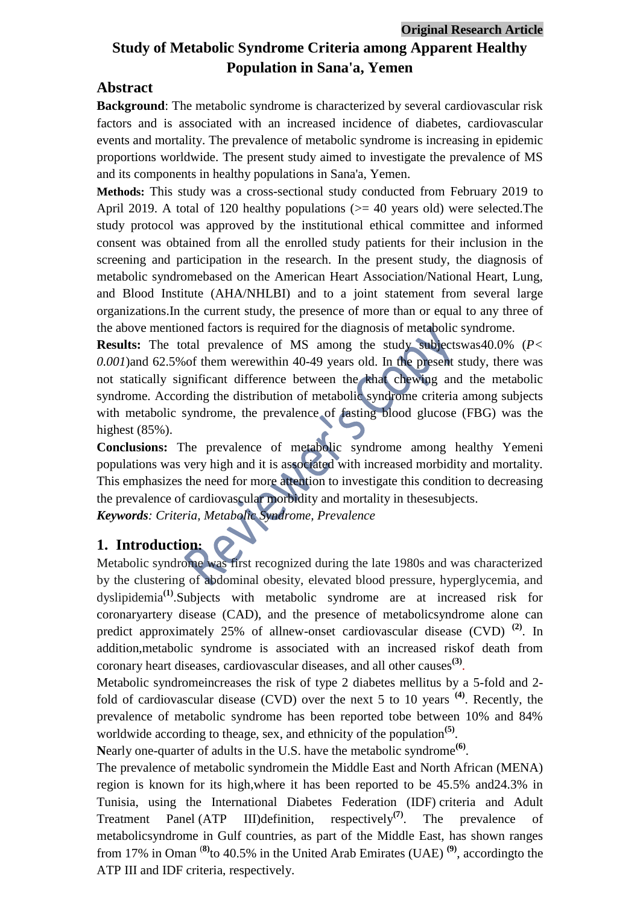Original Research Article

# Study of Metabolic Syndrome Criteria among Apparent Healthy Population in Sana'a, Yemen

## Abstract

**Background**: The metabolic syndrome is characterized by several cardiovascular risk factors and is associated with an increased incidence of diabetes, cardiovascular events and mortality. The prevalence of metabolic syndrome is increasing in epidemic proportions worldwide. The present study aimed to investigate the prevalence of MS and its components in healthy populations in Sana'a, Yemen.

**Methods:** This study was a cross-sectional study conducted from February 2019 to April 2019. A total of 120 healthy populations (>= 40 years old) were selected.The study protocol was approved by the institutional ethical committee and informed consent was obtained from all the enrolled study patients for their inclusion in the screening and participation in the research. In the present study, the diagnosis of metabolic syndromebased on the American Heart Association/National Heart, Lung, and Blood Institute (AHA/NHLBI) and to a joint statement from several large organizations.In the current study, the presence of more than or equal to any three of the above mentioned factors is required for the diagnosis of metabolic syndrome.

**Results:** The total prevalence of MS among the study subjectswas40.0% (*P< 0.001*)and 62.5%of them werewithin 40-49 years old. In the present study, there was not statically significant difference between the khat chewing and the metabolic syndrome. According the distribution of metabolic syndrome criteria among subjects with metabolic syndrome, the prevalence of fasting blood glucose (FBG) was the highest (85%).

**Conclusions:** The prevalence of metabolic syndrome among healthy Yemeni populations was very high and it is associated with increased morbidity and mortality. This emphasizes the need for more attention to investigate this condition to decreasing the prevalence of cardiovascular morbidity and mortality in thesesubjects.

***Keywords****: Criteria, Metabolic Syndrome, Prevalence*

## 1. Introduction:

Metabolic syndrome was first recognized during the late 1980s and was characterized by the clustering of abdominal obesity, elevated blood pressure, hyperglycemia, and dyslipidemia[(1)].Subjects with metabolic syndrome are at increased risk for coronaryartery disease (CAD), and the presence of metabolicsyndrome alone can predict approximately 25% of allnew-onset cardiovascular disease (CVD) [(2)]. In addition,metabolic syndrome is associated with an increased riskof death from coronary heart diseases, cardiovascular diseases, and all other causes[(3)].

Metabolic syndromeincreases the risk of type 2 diabetes mellitus by a 5-fold and 2-fold of cardiovascular disease (CVD) over the next 5 to 10 years [(4)]. Recently, the prevalence of metabolic syndrome has been reported tobe between 10% and 84% worldwide according to theage, sex, and ethnicity of the population[(5)].

**N**early one-quarter of adults in the U.S. have the metabolic syndrome[(6)].

The prevalence of metabolic syndromein the Middle East and North African (MENA) region is known for its high,where it has been reported to be 45.5% and24.3% in Tunisia, using the International Diabetes Federation (IDF) criteria and Adult Treatment Panel (ATP III)definition, respectively[(7)]. The prevalence of metabolicsyndrome in Gulf countries, as part of the Middle East, has shown ranges from 17% in Oman [(8)]to 40.5% in the United Arab Emirates (UAE) [(9)], accordingto the ATP III and IDF criteria, respectively.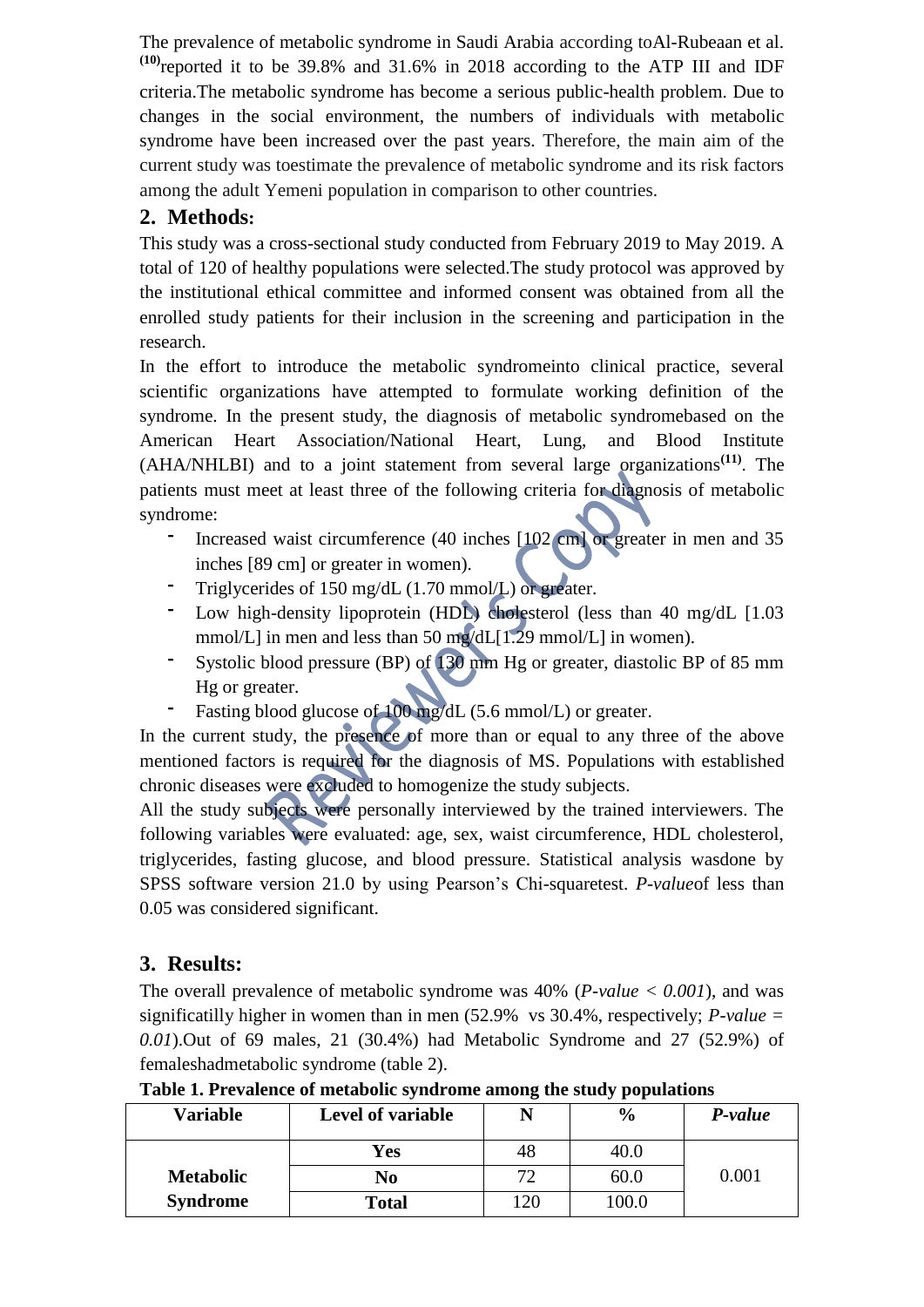The prevalence of metabolic syndrome in Saudi Arabia according toAl-Rubeaan et al. [10]reported it to be 39.8% and 31.6% in 2018 according to the ATP III and IDF criteria.The metabolic syndrome has become a serious public-health problem. Due to changes in the social environment, the numbers of individuals with metabolic syndrome have been increased over the past years. Therefore, the main aim of the current study was toestimate the prevalence of metabolic syndrome and its risk factors among the adult Yemeni population in comparison to other countries.

## 2. Methods:

This study was a cross-sectional study conducted from February 2019 to May 2019. A total of 120 of healthy populations were selected.The study protocol was approved by the institutional ethical committee and informed consent was obtained from all the enrolled study patients for their inclusion in the screening and participation in the research.

In the effort to introduce the metabolic syndromeinto clinical practice, several scientific organizations have attempted to formulate working definition of the syndrome. In the present study, the diagnosis of metabolic syndromebased on the American Heart Association/National Heart, Lung, and Blood Institute (AHA/NHLBI) and to a joint statement from several large organizations[11]. The patients must meet at least three of the following criteria for diagnosis of metabolic syndrome:

- Increased waist circumference (40 inches [102 cm] or greater in men and 35 inches [89 cm] or greater in women).
- Triglycerides of 150 mg/dL (1.70 mmol/L) or greater.
- Low high-density lipoprotein (HDL) cholesterol (less than 40 mg/dL [1.03 mmol/L] in men and less than 50 mg/dL[1.29 mmol/L] in women).
- Systolic blood pressure (BP) of 130 mm Hg or greater, diastolic BP of 85 mm Hg or greater.
- Fasting blood glucose of 100 mg/dL (5.6 mmol/L) or greater.

In the current study, the presence of more than or equal to any three of the above mentioned factors is required for the diagnosis of MS. Populations with established chronic diseases were excluded to homogenize the study subjects.

All the study subjects were personally interviewed by the trained interviewers. The following variables were evaluated: age, sex, waist circumference, HDL cholesterol, triglycerides, fasting glucose, and blood pressure. Statistical analysis wasdone by SPSS software version 21.0 by using Pearson's Chi-squaretest. *P-value*of less than 0.05 was considered significant.

## 3. Results:

The overall prevalence of metabolic syndrome was 40% (*P-value < 0.001*), and was significatilly higher in women than in men (52.9% vs 30.4%, respectively; *P-value = 0.01*).Out of 69 males, 21 (30.4%) had Metabolic Syndrome and 27 (52.9%) of femaleshadmetabolic syndrome (table 2).

**Table 1. Prevalence of metabolic syndrome among the study populations**

| Variable | Level of variable | N | % | *P-value* |
|---|---|---|---|---|
| Metabolic Syndrome | **Yes** | 48 | 40.0 | 0.001 |
| | **No** | 72 | 60.0 | |
| | **Total** | 120 | 100.0 | |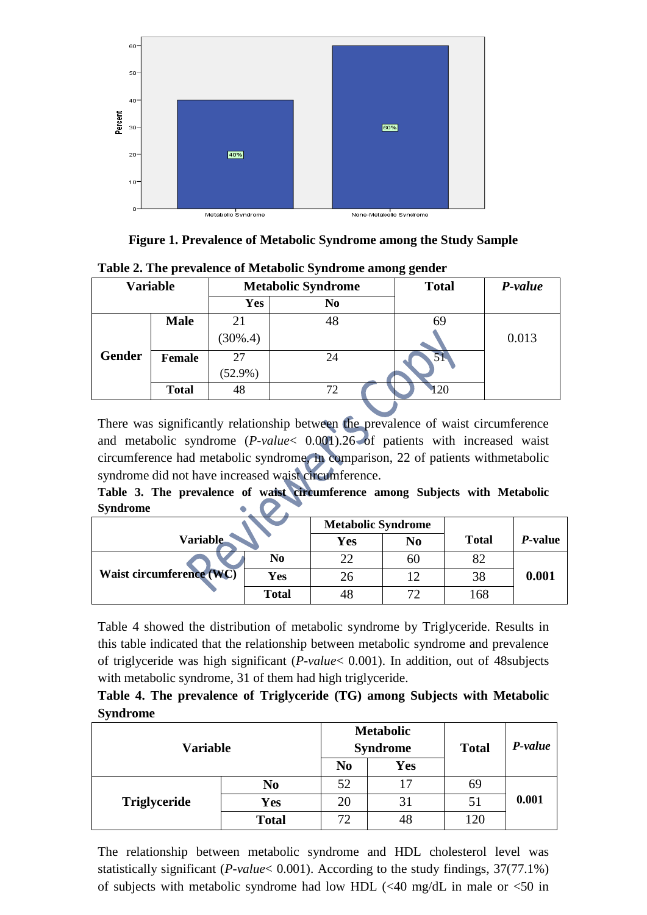**Figure 1. Prevalence of Metabolic Syndrome among the Study Sample**

**Table 2. The prevalence of Metabolic Syndrome among gender**

| Variable | | Metabolic Syndrome | | Total | *P-value* |
|---|---|---|---|---|---|
| | | Yes | No | | |
| Gender | Male | 21 (30%.4) | 48 | 69 | 0.013 |
| | Female | 27 (52.9%) | 24 | 51 | |
| | Total | 48 | 72 | 120 | |

There was significantly relationship between the prevalence of waist circumference and metabolic syndrome (*P-value*< 0.001).26 of patients with increased waist circumference had metabolic syndrome, in comparison, 22 of patients withmetabolic syndrome did not have increased waist circumference.

**Table 3. The prevalence of waist circumference among Subjects with Metabolic Syndrome**

| Variable | | Metabolic Syndrome | | Total | *P*-value |
|---|---|---|---|---|---|
| | | Yes | No | | |
| Waist circumference (WC) | No | 22 | 60 | 82 | 0.001 |
| | Yes | 26 | 12 | 38 | |
| | Total | 48 | 72 | 168 | |

Table 4 showed the distribution of metabolic syndrome by Triglyceride. Results in this table indicated that the relationship between metabolic syndrome and prevalence of triglyceride was high significant (*P-value*< 0.001). In addition, out of 48subjects with metabolic syndrome, 31 of them had high triglyceride.

**Table 4. The prevalence of Triglyceride (TG) among Subjects with Metabolic Syndrome**

| Variable | | Metabolic Syndrome | | Total | *P-value* |
|---|---|---|---|---|---|
| | | No | Yes | | |
| Triglyceride | No | 52 | 17 | 69 | 0.001 |
| | Yes | 20 | 31 | 51 | |
| | Total | 72 | 48 | 120 | |

The relationship between metabolic syndrome and HDL cholesterol level was statistically significant (*P-value*< 0.001). According to the study findings, 37(77.1%) of subjects with metabolic syndrome had low HDL (<40 mg/dL in male or <50 in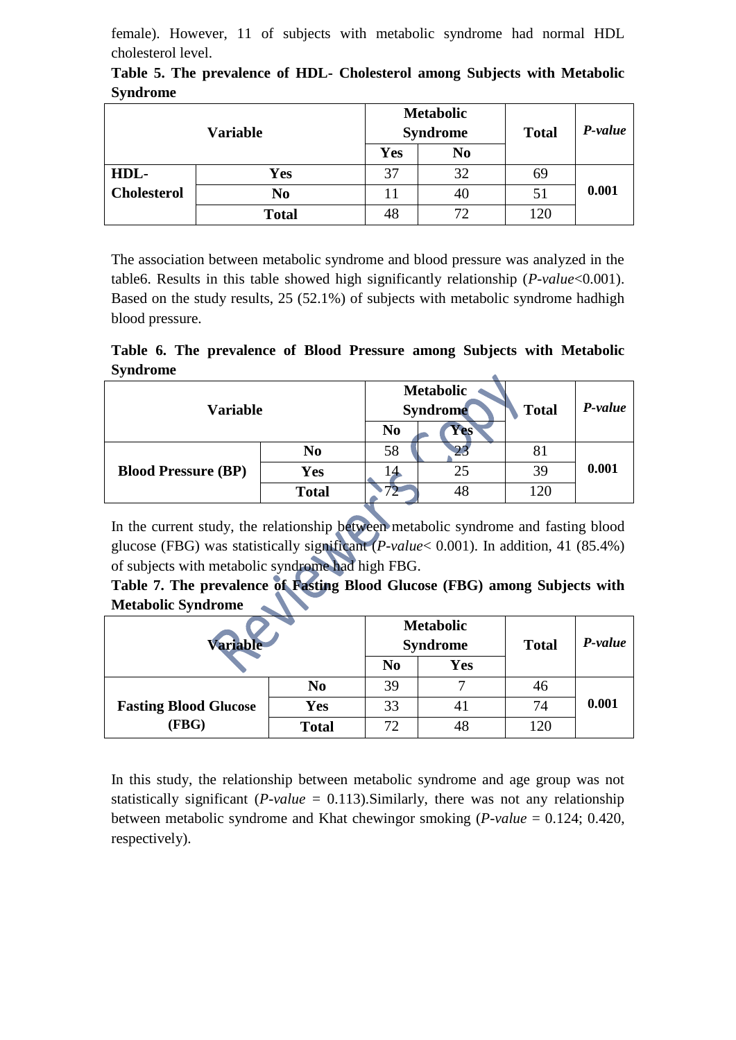female). However, 11 of subjects with metabolic syndrome had normal HDL cholesterol level.

**Table 5. The prevalence of HDL- Cholesterol among Subjects with Metabolic Syndrome**

| Variable | | Metabolic Syndrome | | Total | *P-value* |
|---|---|---|---|---|---|
| | | Yes | No | | |
| **HDL-Cholesterol** | **Yes** | 37 | 32 | 69 | **0.001** |
| | **No** | 11 | 40 | 51 | |
| | **Total** | 48 | 72 | 120 | |

The association between metabolic syndrome and blood pressure was analyzed in the table6. Results in this table showed high significantly relationship (*P-value*<0.001). Based on the study results, 25 (52.1%) of subjects with metabolic syndrome hadhigh blood pressure.

**Table 6. The prevalence of Blood Pressure among Subjects with Metabolic Syndrome**

| Variable | | Metabolic Syndrome | | Total | *P-value* |
|---|---|---|---|---|---|
| | | No | Yes | | |
| **Blood Pressure (BP)** | **No** | 58 | 23 | 81 | **0.001** |
| | **Yes** | 14 | 25 | 39 | |
| | **Total** | 72 | 48 | 120 | |

In the current study, the relationship between metabolic syndrome and fasting blood glucose (FBG) was statistically significant (*P-value*< 0.001). In addition, 41 (85.4%) of subjects with metabolic syndrome had high FBG.

**Table 7. The prevalence of Fasting Blood Glucose (FBG) among Subjects with Metabolic Syndrome**

| Variable | | Metabolic Syndrome | | Total | *P-value* |
|---|---|---|---|---|---|
| | | No | Yes | | |
| **Fasting Blood Glucose (FBG)** | **No** | 39 | 7 | 46 | **0.001** |
| | **Yes** | 33 | 41 | 74 | |
| | **Total** | 72 | 48 | 120 | |

In this study, the relationship between metabolic syndrome and age group was not statistically significant (*P-value* = 0.113).Similarly, there was not any relationship between metabolic syndrome and Khat chewingor smoking (*P-value* = 0.124; 0.420, respectively).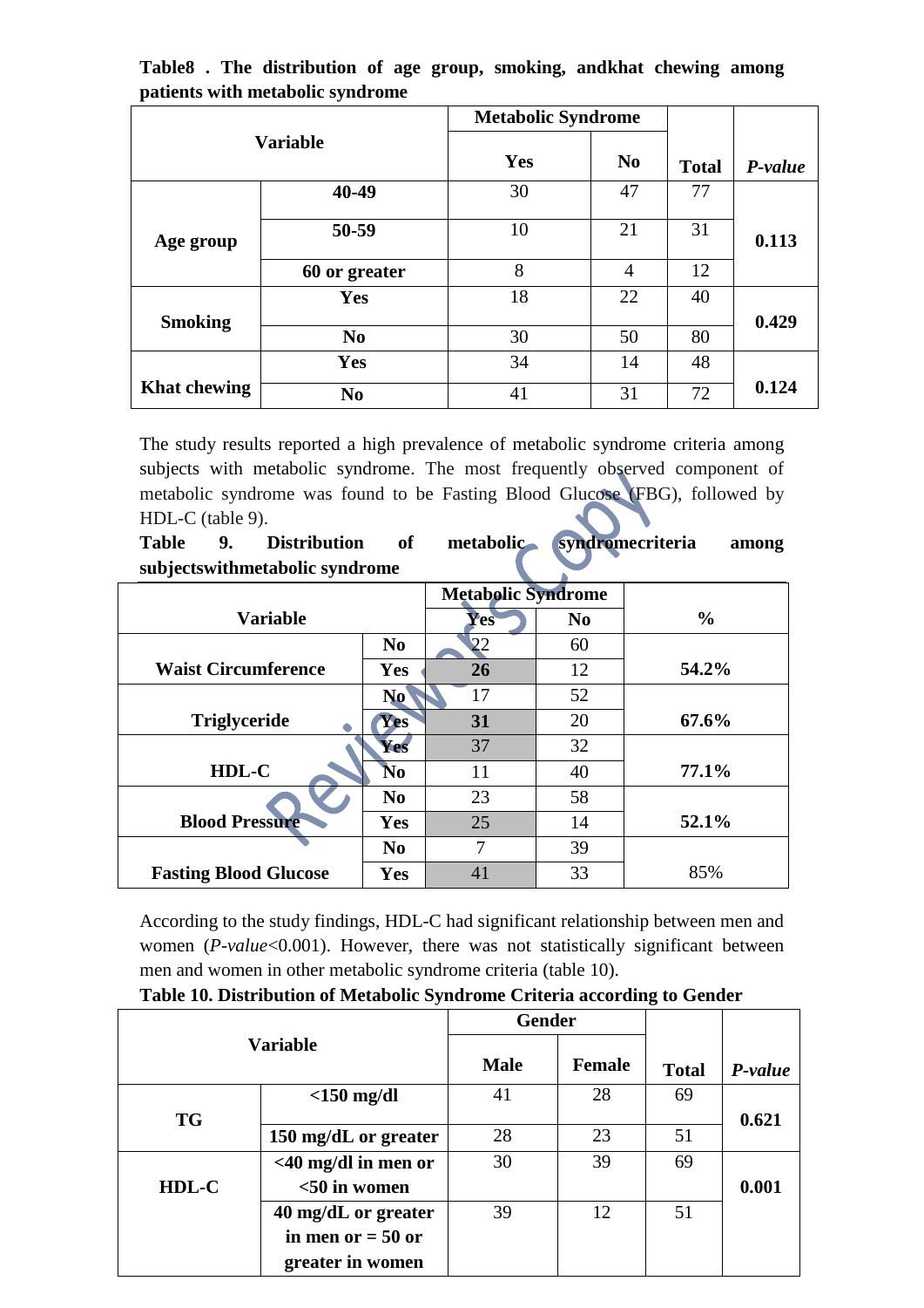**Table8 . The distribution of age group, smoking, andkhat chewing among patients with metabolic syndrome**

| Variable | | Metabolic Syndrome | | Total | *P-value* |
|---|---|---|---|---|---|
| | | Yes | No | | |
| Age group | 40-49 | 30 | 47 | 77 | 0.113 |
| | 50-59 | 10 | 21 | 31 | |
| | 60 or greater | 8 | 4 | 12 | |
| Smoking | Yes | 18 | 22 | 40 | 0.429 |
| | No | 30 | 50 | 80 | |
| Khat chewing | Yes | 34 | 14 | 48 | 0.124 |
| | No | 41 | 31 | 72 | |

The study results reported a high prevalence of metabolic syndrome criteria among subjects with metabolic syndrome. The most frequently observed component of metabolic syndrome was found to be Fasting Blood Glucose (FBG), followed by HDL-C (table 9).

**Table 9. Distribution of metabolic syndromecriteria among subjectswithmetabolic syndrome**

| Variable | | Metabolic Syndrome | | % |
|---|---|---|---|---|
| | | Yes | No | |
| Waist Circumference | No | 22 | 60 | 54.2% |
| | Yes | 26 | 12 | |
| Triglyceride | No | 17 | 52 | 67.6% |
| | Yes | 31 | 20 | |
| HDL-C | Yes | 37 | 32 | 77.1% |
| | No | 11 | 40 | |
| Blood Pressure | No | 23 | 58 | 52.1% |
| | Yes | 25 | 14 | |
| Fasting Blood Glucose | No | 7 | 39 | 85% |
| | Yes | 41 | 33 | |

According to the study findings, HDL-C had significant relationship between men and women (*P-value*<0.001). However, there was not statistically significant between men and women in other metabolic syndrome criteria (table 10).

**Table 10. Distribution of Metabolic Syndrome Criteria according to Gender**

| Variable | | Gender | | Total | *P-value* |
|---|---|---|---|---|---|
| | | Male | Female | | |
| TG | <150 mg/dl | 41 | 28 | 69 | 0.621 |
| | 150 mg/dL or greater | 28 | 23 | 51 | |
| HDL-C | <40 mg/dl in men or <50 in women | 30 | 39 | 69 | 0.001 |
| | 40 mg/dL or greater in men or = 50 or greater in women | 39 | 12 | 51 | |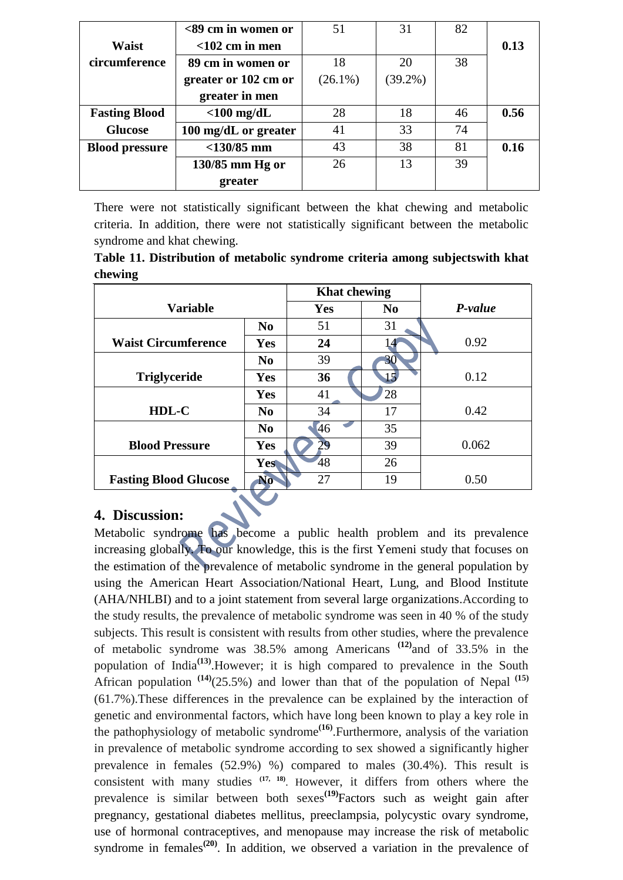| | | | | | |
|---|---|---|---|---|---|
| **Waist circumference** | **<89 cm in women or <102 cm in men** | 51 | 31 | 82 | **0.13** |
| | **89 cm in women or greater or 102 cm or greater in men** | 18 (26.1%) | 20 (39.2%) | 38 | |
| **Fasting Blood Glucose** | **<100 mg/dL** | 28 | 18 | 46 | **0.56** |
| | **100 mg/dL or greater** | 41 | 33 | 74 | |
| **Blood pressure** | **<130/85 mm** | 43 | 38 | 81 | **0.16** |
| | **130/85 mm Hg or greater** | 26 | 13 | 39 | |

There were not statistically significant between the khat chewing and metabolic criteria. In addition, there were not statistically significant between the metabolic syndrome and khat chewing.

**Table 11. Distribution of metabolic syndrome criteria among subjectswith khat chewing**

| **Variable** | | **Khat chewing** | | ***P-value*** |
|---|---|---|---|---|
| | | **Yes** | **No** | |
| **Waist Circumference** | **No** | 51 | 31 | 0.92 |
| | **Yes** | **24** | 14 | |
| **Triglyceride** | **No** | 39 | 30 | 0.12 |
| | **Yes** | **36** | 15 | |
| **HDL-C** | **Yes** | 41 | 28 | 0.42 |
| | **No** | 34 | 17 | |
| **Blood Pressure** | **No** | 46 | 35 | 0.062 |
| | **Yes** | 29 | 39 | |
| **Fasting Blood Glucose** | **Yes** | 48 | 26 | 0.50 |
| | **No** | 27 | 19 | |

## 4. Discussion:

Metabolic syndrome has become a public health problem and its prevalence increasing globally. To our knowledge, this is the first Yemeni study that focuses on the estimation of of the prevalence of metabolic syndrome in the general population by using the American Heart Association/National Heart, Lung, and Blood Institute (AHA/NHLBI) and to a joint statement from several large organizations.According to the study results, the prevalence of metabolic syndrome was seen in 40 % of the study subjects. This result is consistent with results from other studies, where the prevalence of metabolic syndrome was 38.5% among Americans [(12)]and of 33.5% in the population of India[(13)].However; it is high compared to prevalence in the South African population [(14)](25.5%) and lower than that of the population of Nepal [(15)] (61.7%).These differences in the prevalence can be explained by the interaction of genetic and environmental factors, which have long been known to play a key role in the pathophysiology of metabolic syndrome[(16)].Furthermore, analysis of the variation in prevalence of metabolic syndrome according to sex showed a significantly higher prevalence in females (52.9%) %) compared to males (30.4%). This result is consistent with many studies [(17, 18)]. However, it differs from others where the prevalence is similar between both sexes[(19)]Factors such as weight gain after pregnancy, gestational diabetes mellitus, preeclampsia, polycystic ovary syndrome, use of hormonal contraceptives, and menopause may increase the risk of metabolic syndrome in females[(20)]. In addition, we observed a variation in the prevalence of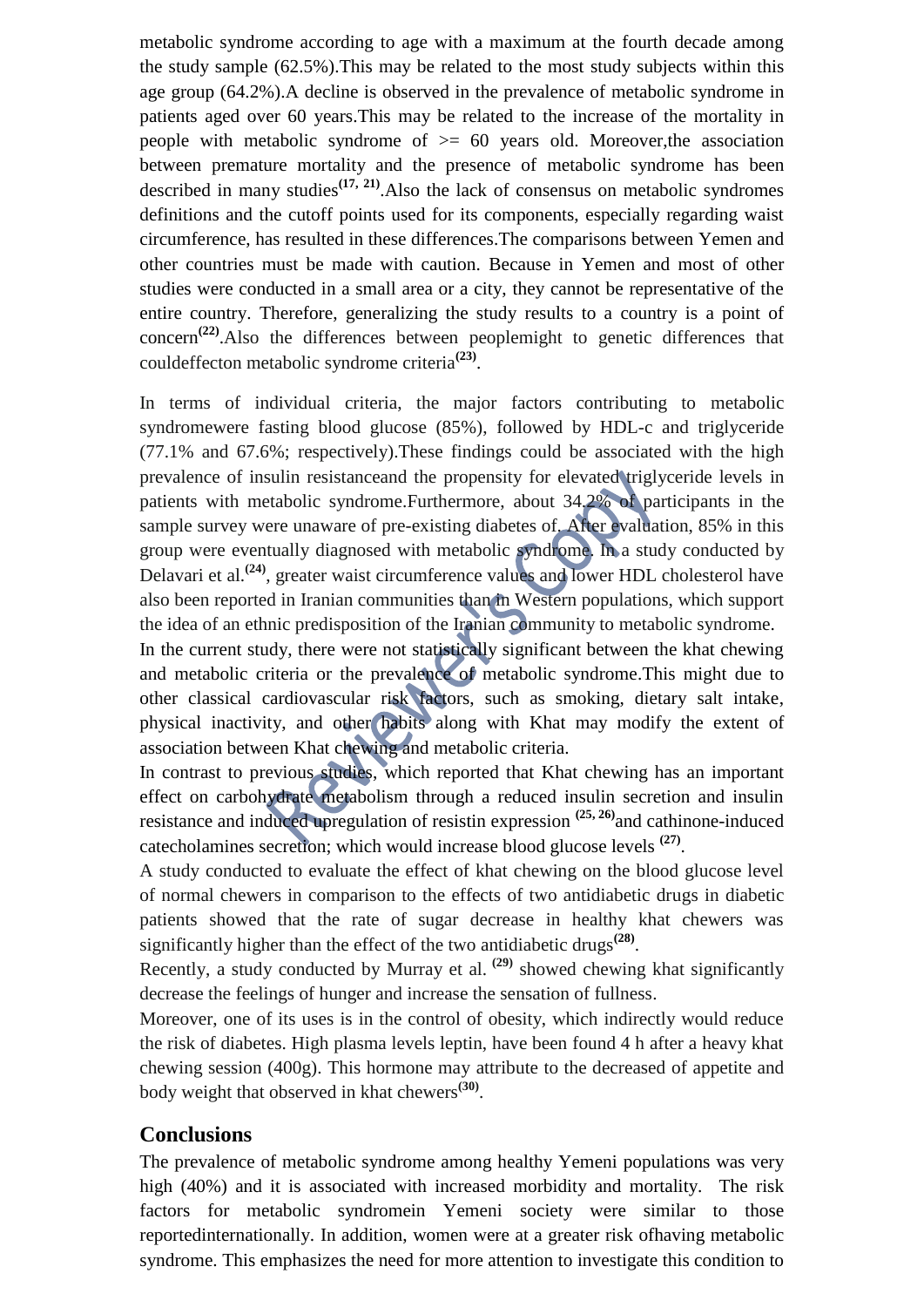metabolic syndrome according to age with a maximum at the fourth decade among the study sample (62.5%).This may be related to the most study subjects within this age group (64.2%).A decline is observed in the prevalence of metabolic syndrome in patients aged over 60 years.This may be related to the increase of the mortality in people with metabolic syndrome of >= 60 years old. Moreover,the association between premature mortality and the presence of metabolic syndrome has been described in many studies[17, 21].Also the lack of consensus on metabolic syndromes definitions and the cutoff points used for its components, especially regarding waist circumference, has resulted in these differences.The comparisons between Yemen and other countries must be made with caution. Because in Yemen and most of other studies were conducted in a small area or a city, they cannot be representative of the entire country. Therefore, generalizing the study results to a country is a point of concern[22].Also the differences between peoplemight to genetic differences that couldeffecton metabolic syndrome criteria[23].

In terms of individual criteria, the major factors contributing to metabolic syndromewere fasting blood glucose (85%), followed by HDL-c and triglyceride (77.1% and 67.6%; respectively).These findings could be associated with the high prevalence of insulin resistanceand the propensity for elevated triglyceride levels in patients with metabolic syndrome.Furthermore, about 34.2% of participants in the sample survey were unaware of pre-existing diabetes of. After evaluation, 85% in this group were eventually diagnosed with metabolic syndrome. In a study conducted by Delavari et al.[24], greater waist circumference values and lower HDL cholesterol have also been reported in Iranian communities than in Western populations, which support the idea of an ethnic predisposition of the Iranian community to metabolic syndrome.

In the current study, there were not statistically significant between the khat chewing and metabolic criteria or the prevalence of metabolic syndrome.This might due to other classical cardiovascular risk factors, such as smoking, dietary salt intake, physical inactivity, and other habits along with Khat may modify the extent of association between Khat chewing and metabolic criteria.

In contrast to previous studies, which reported that Khat chewing has an important effect on carbohydrate metabolism through a reduced insulin secretion and insulin resistance and induced upregulation of resistin expression [25, 26]and cathinone-induced catecholamines secretion; which would increase blood glucose levels [27].

A study conducted to evaluate the effect of khat chewing on the blood glucose level of normal chewers in comparison to the effects of two antidiabetic drugs in diabetic patients showed that the rate of sugar decrease in healthy khat chewers was significantly higher than the effect of the two antidiabetic drugs[28].

Recently, a study conducted by Murray et al. [29] showed chewing khat significantly decrease the feelings of hunger and increase the sensation of fullness.

Moreover, one of its uses is in the control of obesity, which indirectly would reduce the risk of diabetes. High plasma levels leptin, have been found 4 h after a heavy khat chewing session (400g). This hormone may attribute to the decreased of appetite and body weight that observed in khat chewers[30].

## Conclusions

The prevalence of metabolic syndrome among healthy Yemeni populations was very high (40%) and it is associated with increased morbidity and mortality. The risk factors for metabolic syndromein Yemeni society were similar to those reportedinternationally. In addition, women were at a greater risk ofhaving metabolic syndrome. This emphasizes the need for more attention to investigate this condition to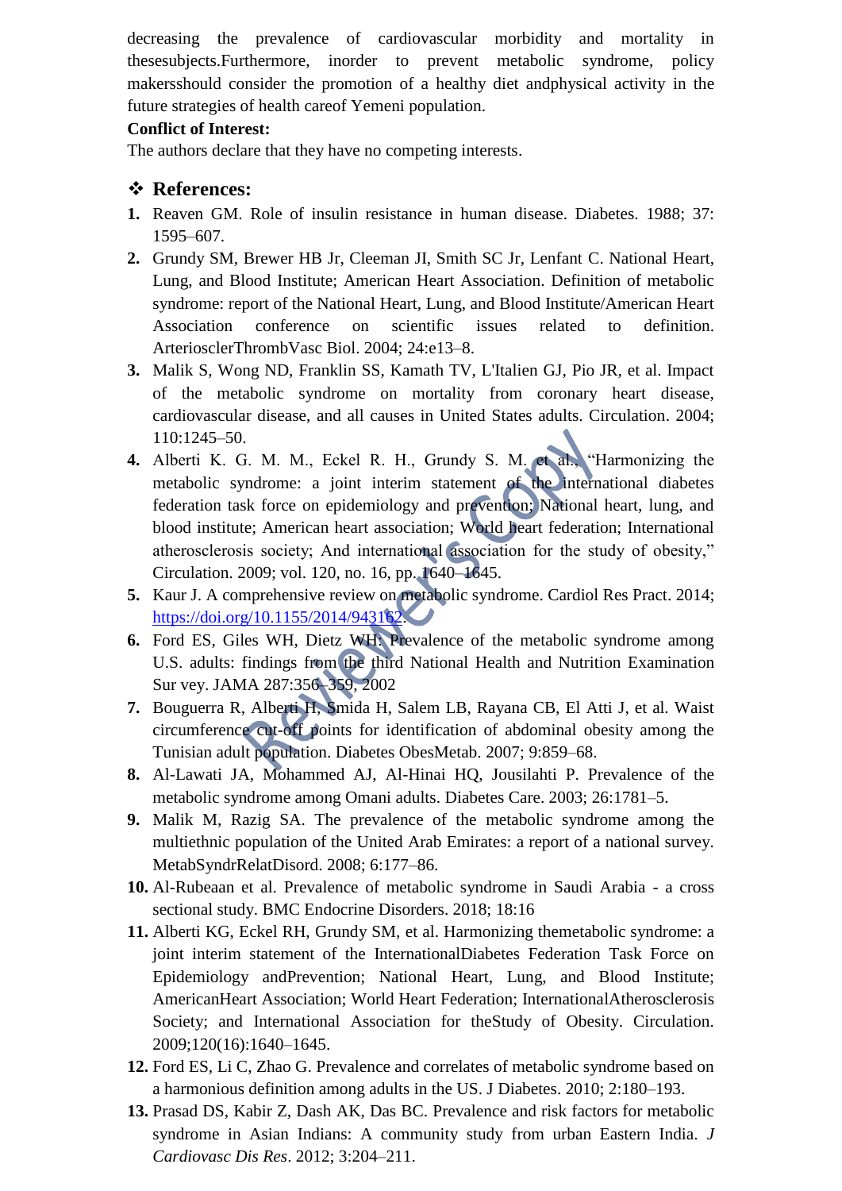decreasing the prevalence of cardiovascular morbidity and mortality in thesesubjects.Furthermore, inorder to prevent metabolic syndrome, policy makersshould consider the promotion of a healthy diet andphysical activity in the future strategies of health careof Yemeni population.

**Conflict of Interest:**

The authors declare that they have no competing interests.

## ❖ References:

1. Reaven GM. Role of insulin resistance in human disease. Diabetes. 1988; 37: 1595–607.
2. Grundy SM, Brewer HB Jr, Cleeman JI, Smith SC Jr, Lenfant C. National Heart, Lung, and Blood Institute; American Heart Association. Definition of metabolic syndrome: report of the National Heart, Lung, and Blood Institute/American Heart Association conference on scientific issues related to definition. ArterioscIerThrombVasc Biol. 2004; 24:e13–8.
3. Malik S, Wong ND, Franklin SS, Kamath TV, L'Italien GJ, Pio JR, et al. Impact of the metabolic syndrome on mortality from coronary heart disease, cardiovascular disease, and all causes in United States adults. Circulation. 2004; 110:1245–50.
4. Alberti K. G. M. M., Eckel R. H., Grundy S. M. et al., "Harmonizing the metabolic syndrome: a joint interim statement of the international diabetes federation task force on epidemiology and prevention; National heart, lung, and blood institute; American heart association; World heart federation; International atherosclerosis society; And international association for the study of obesity," Circulation. 2009; vol. 120, no. 16, pp. 1640–1645.
5. Kaur J. A comprehensive review on metabolic syndrome. Cardiol Res Pract. 2014; https://doi.org/10.1155/2014/943162.
6. Ford ES, Giles WH, Dietz WH: Prevalence of the metabolic syndrome among U.S. adults: findings from the third National Health and Nutrition Examination Sur vey. JAMA 287:356–359, 2002
7. Bouguerra R, Alberti H, Smida H, Salem LB, Rayana CB, El Atti J, et al. Waist circumference cut-off points for identification of abdominal obesity among the Tunisian adult population. Diabetes ObesMetab. 2007; 9:859–68.
8. Al-Lawati JA, Mohammed AJ, Al-Hinai HQ, Jousilahti P. Prevalence of the metabolic syndrome among Omani adults. Diabetes Care. 2003; 26:1781–5.
9. Malik M, Razig SA. The prevalence of the metabolic syndrome among the multiethnic population of the United Arab Emirates: a report of a national survey. MetabSyndrRelatDisord. 2008; 6:177–86.
10. Al-Rubeaan et al. Prevalence of metabolic syndrome in Saudi Arabia - a cross sectional study. BMC Endocrine Disorders. 2018; 18:16
11. Alberti KG, Eckel RH, Grundy SM, et al. Harmonizing themetabolic syndrome: a joint interim statement of the InternationalDiabetes Federation Task Force on Epidemiology andPrevention; National Heart, Lung, and Blood Institute; AmericanHeart Association; World Heart Federation; InternationalAtherosclerosis Society; and International Association for theStudy of Obesity. Circulation. 2009;120(16):1640–1645.
12. Ford ES, Li C, Zhao G. Prevalence and correlates of metabolic syndrome based on a harmonious definition among adults in the US. J Diabetes. 2010; 2:180–193.
13. Prasad DS, Kabir Z, Dash AK, Das BC. Prevalence and risk factors for metabolic syndrome in Asian Indians: A community study from urban Eastern India. *J Cardiovasc Dis Res*. 2012; 3:204–211.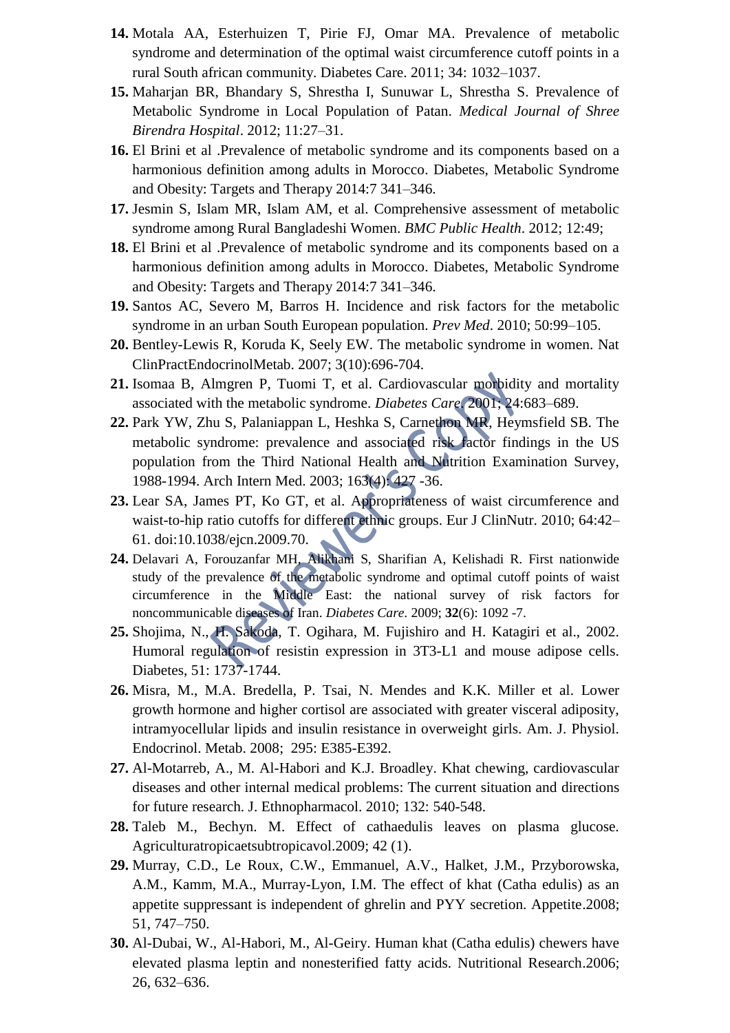14. Motala AA, Esterhuizen T, Pirie FJ, Omar MA. Prevalence of metabolic syndrome and determination of the optimal waist circumference cutoff points in a rural South african community. Diabetes Care. 2011; 34: 1032–1037.
15. Maharjan BR, Bhandary S, Shrestha I, Sunuwar L, Shrestha S. Prevalence of Metabolic Syndrome in Local Population of Patan. *Medical Journal of Shree Birendra Hospital*. 2012; 11:27–31.
16. El Brini et al .Prevalence of metabolic syndrome and its components based on a harmonious definition among adults in Morocco. Diabetes, Metabolic Syndrome and Obesity: Targets and Therapy 2014:7 341–346.
17. Jesmin S, Islam MR, Islam AM, et al. Comprehensive assessment of metabolic syndrome among Rural Bangladeshi Women. *BMC Public Health*. 2012; 12:49;
18. El Brini et al .Prevalence of metabolic syndrome and its components based on a harmonious definition among adults in Morocco. Diabetes, Metabolic Syndrome and Obesity: Targets and Therapy 2014:7 341–346.
19. Santos AC, Severo M, Barros H. Incidence and risk factors for the metabolic syndrome in an urban South European population. *Prev Med*. 2010; 50:99–105.
20. Bentley-Lewis R, Koruda K, Seely EW. The metabolic syndrome in women. Nat ClinPractEndocrinolMetab. 2007; 3(10):696-704.
21. Isomaa B, Almgren P, Tuomi T, et al. Cardiovascular morbidity and mortality associated with the metabolic syndrome. *Diabetes Care*. 2001; 24:683–689.
22. Park YW, Zhu S, Palaniappan L, Heshka S, Carnethon MR, Heymsfield SB. The metabolic syndrome: prevalence and associated risk factor findings in the US population from the Third National Health and Nutrition Examination Survey, 1988-1994. Arch Intern Med. 2003; 163(4): 427 -36.
23. Lear SA, James PT, Ko GT, et al. Appropriateness of waist circumference and waist-to-hip ratio cutoffs for different ethnic groups. Eur J ClinNutr. 2010; 64:42–61. doi:10.1038/ejcn.2009.70.
24. Delavari A, Forouzanfar MH, Alikhani S, Sharifian A, Kelishadi R. First nationwide study of the prevalence of the metabolic syndrome and optimal cutoff points of waist circumference in the Middle East: the national survey of risk factors for noncommunicable diseases of Iran. *Diabetes Care*. 2009; **32**(6): 1092 -7.
25. Shojima, N., H. Sakoda, T. Ogihara, M. Fujishiro and H. Katagiri et al., 2002. Humoral regulation of resistin expression in 3T3-L1 and mouse adipose cells. Diabetes, 51: 1737-1744.
26. Misra, M., M.A. Bredella, P. Tsai, N. Mendes and K.K. Miller et al. Lower growth hormone and higher cortisol are associated with greater visceral adiposity, intramyocellular lipids and insulin resistance in overweight girls. Am. J. Physiol. Endocrinol. Metab. 2008; 295: E385-E392.
27. Al-Motarreb, A., M. Al-Habori and K.J. Broadley. Khat chewing, cardiovascular diseases and other internal medical problems: The current situation and directions for future research. J. Ethnopharmacol. 2010; 132: 540-548.
28. Taleb M., Bechyn. M. Effect of cathaedulis leaves on plasma glucose. Agriculturatropicaetsubtropicavol.2009; 42 (1).
29. Murray, C.D., Le Roux, C.W., Emmanuel, A.V., Halket, J.M., Przyborowska, A.M., Kamm, M.A., Murray-Lyon, I.M. The effect of khat (Catha edulis) as an appetite suppressant is independent of ghrelin and PYY secretion. Appetite.2008; 51, 747–750.
30. Al-Dubai, W., Al-Habori, M., Al-Geiry. Human khat (Catha edulis) chewers have elevated plasma leptin and nonesterified fatty acids. Nutritional Research.2006; 26, 632–636.